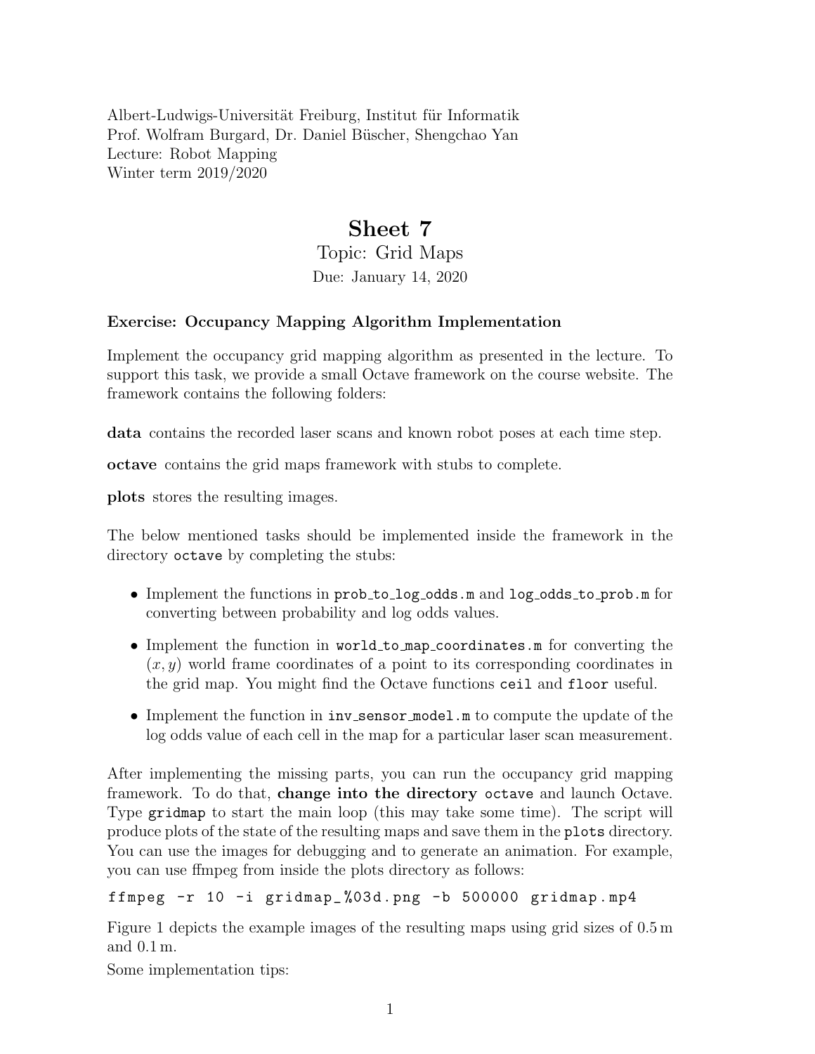Albert-Ludwigs-Universität Freiburg, Institut für Informatik
Prof. Wolfram Burgard, Dr. Daniel Büscher, Shengchao Yan
Lecture: Robot Mapping
Winter term 2019/2020

# Sheet 7

## Topic: Grid Maps

Due: January 14, 2020

### Exercise: Occupancy Mapping Algorithm Implementation

Implement the occupancy grid mapping algorithm as presented in the lecture. To support this task, we provide a small Octave framework on the course website. The framework contains the following folders:

**data** contains the recorded laser scans and known robot poses at each time step.

**octave** contains the grid maps framework with stubs to complete.

**plots** stores the resulting images.

The below mentioned tasks should be implemented inside the framework in the directory `octave` by completing the stubs:

- Implement the functions in `prob_to_log_odds.m` and `log_odds_to_prob.m` for converting between probability and log odds values.
- Implement the function in `world_to_map_coordinates.m` for converting the $(x, y)$ world frame coordinates of a point to its corresponding coordinates in the grid map. You might find the Octave functions `ceil` and `floor` useful.
- Implement the function in `inv_sensor_model.m` to compute the update of the log odds value of each cell in the map for a particular laser scan measurement.

After implementing the missing parts, you can run the occupancy grid mapping framework. To do that, **change into the directory `octave`** and launch Octave. Type `gridmap` to start the main loop (this may take some time). The script will produce plots of the state of the resulting maps and save them in the `plots` directory. You can use the images for debugging and to generate an animation. For example, you can use ffmpeg from inside the plots directory as follows:

```
ffmpeg -r 10 -i gridmap_%03d.png -b 500000 gridmap.mp4
```

Figure 1 depicts the example images of the resulting maps using grid sizes of 0.5 m and 0.1 m.

Some implementation tips: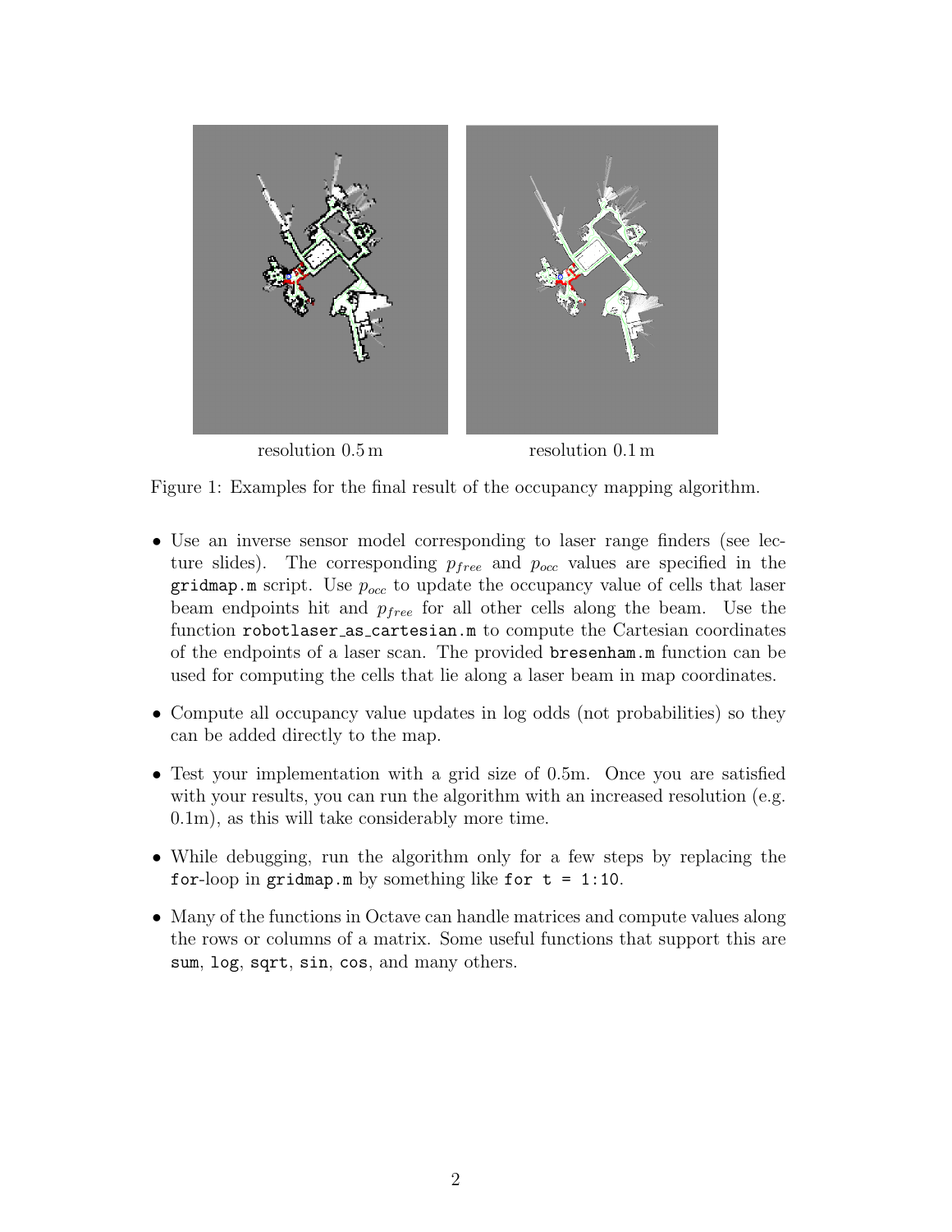resolution 0.5 m

resolution 0.1 m

Figure 1: Examples for the final result of the occupancy mapping algorithm.

- Use an inverse sensor model corresponding to laser range finders (see lecture slides). The corresponding $p_{free}$ and $p_{occ}$ values are specified in the `gridmap.m` script. Use $p_{occ}$ to update the occupancy value of cells that laser beam endpoints hit and $p_{free}$ for all other cells along the beam. Use the function `robotlaser_as_cartesian.m` to compute the Cartesian coordinates of the endpoints of a laser scan. The provided `bresenham.m` function can be used for computing the cells that lie along a laser beam in map coordinates.
- Compute all occupancy value updates in log odds (not probabilities) so they can be added directly to the map.
- Test your implementation with a grid size of 0.5m. Once you are satisfied with your results, you can run the algorithm with an increased resolution (e.g. 0.1m), as this will take considerably more time.
- While debugging, run the algorithm only for a few steps by replacing the `for`-loop in `gridmap.m` by something like `for t = 1:10`.
- Many of the functions in Octave can handle matrices and compute values along the rows or columns of a matrix. Some useful functions that support this are `sum`, `log`, `sqrt`, `sin`, `cos`, and many others.